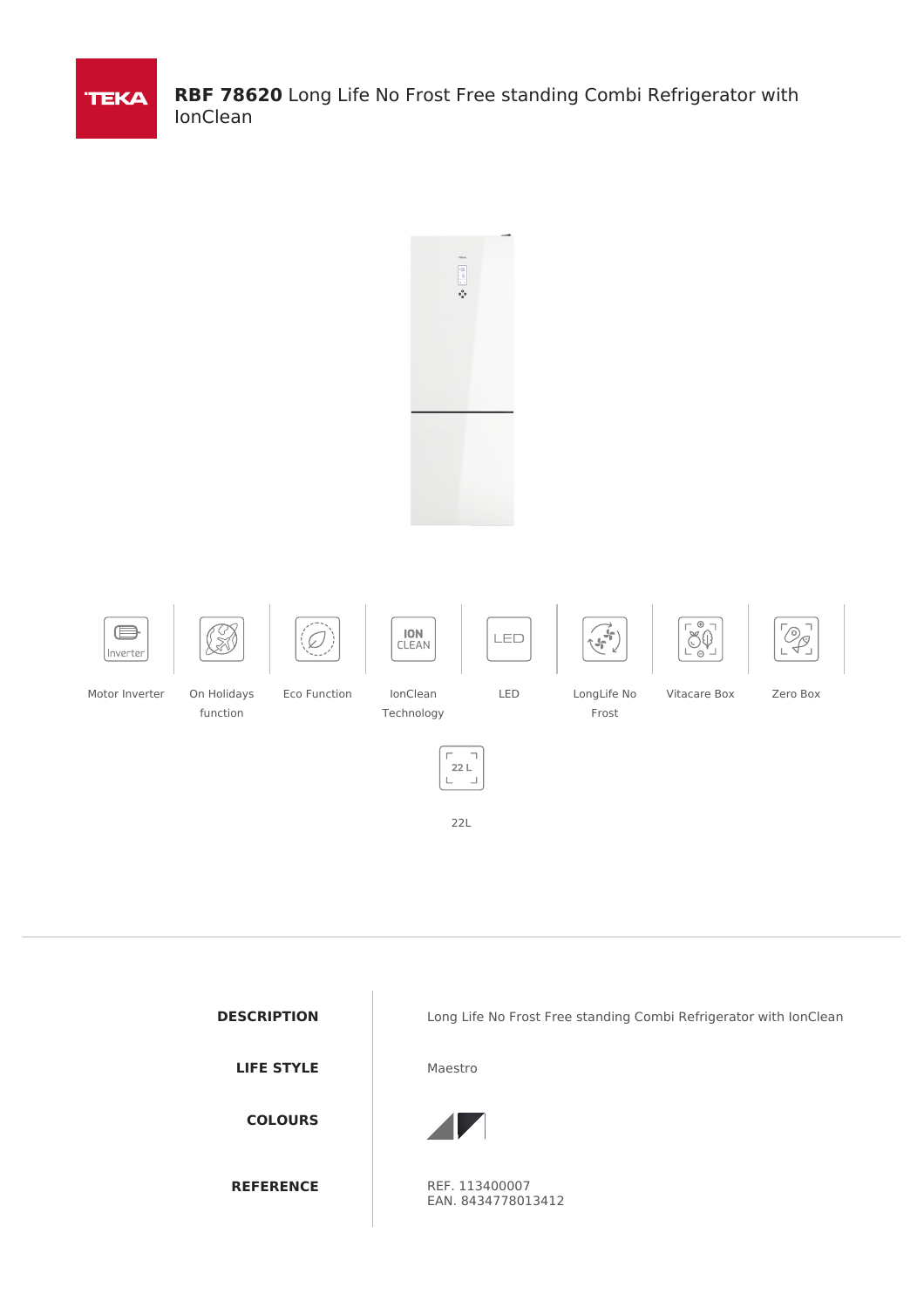# **RBF 78620** Long Life No Frost Free standing Combi Refrigerator with IonClean

- Motor Inverter
- On Holidays function
- Eco Function
- IonClean Technology
- LED
- LongLife No Frost
- Vitacare Box
- Zero Box
- 22L

| | |
|---|---|
| **DESCRIPTION** | Long Life No Frost Free standing Combi Refrigerator with IonClean |
| **LIFE STYLE** | Maestro |
| **COLOURS** | |
| **REFERENCE** | REF. 113400007<br>EAN. 8434778013412 |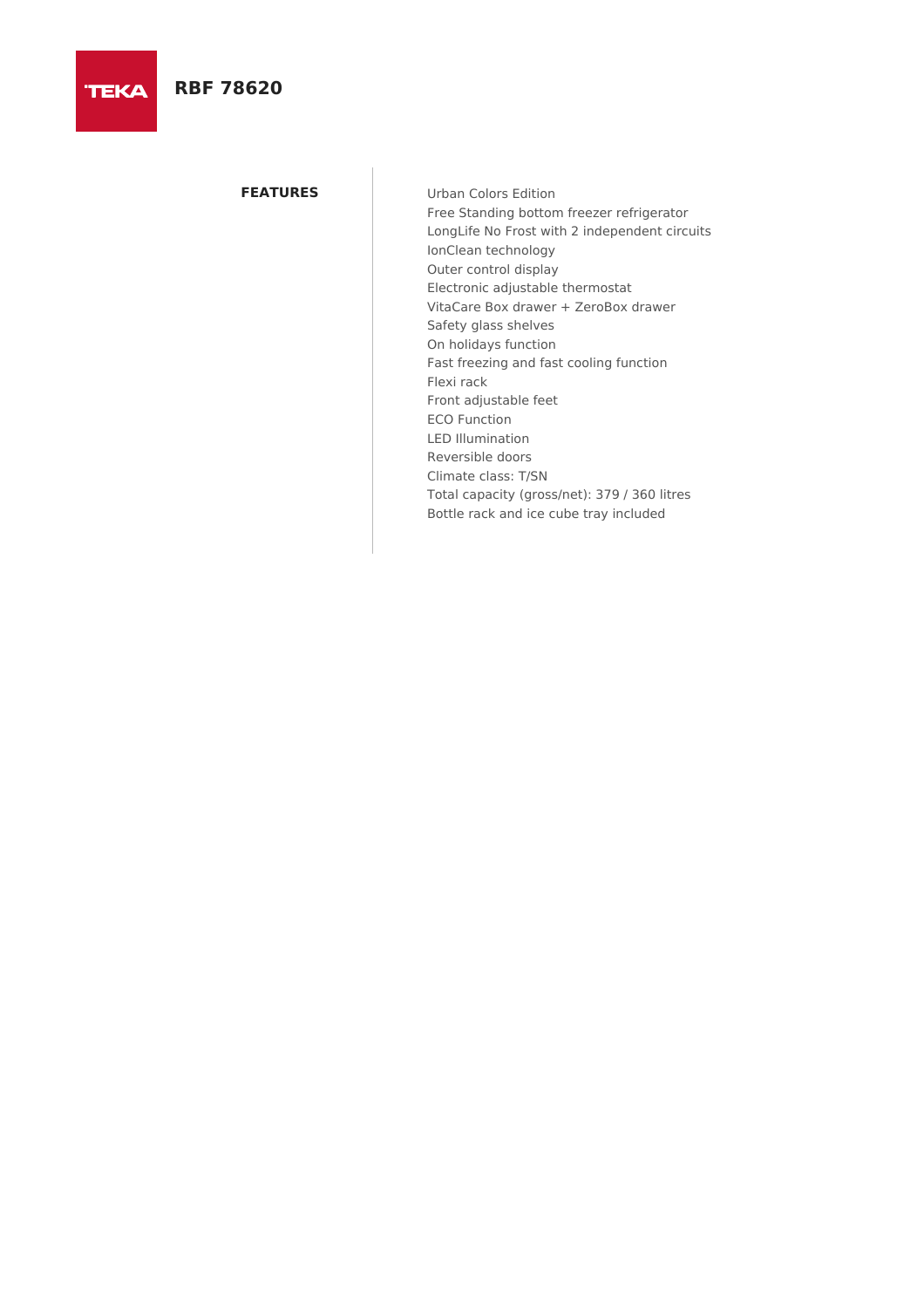# RBF 78620

## FEATURES

- Urban Colors Edition
- Free Standing bottom freezer refrigerator
- LongLife No Frost with 2 independent circuits
- IonClean technology
- Outer control display
- Electronic adjustable thermostat
- VitaCare Box drawer + ZeroBox drawer
- Safety glass shelves
- On holidays function
- Fast freezing and fast cooling function
- Flexi rack
- Front adjustable feet
- ECO Function
- LED Illumination
- Reversible doors
- Climate class: T/SN
- Total capacity (gross/net): 379 / 360 litres
- Bottle rack and ice cube tray included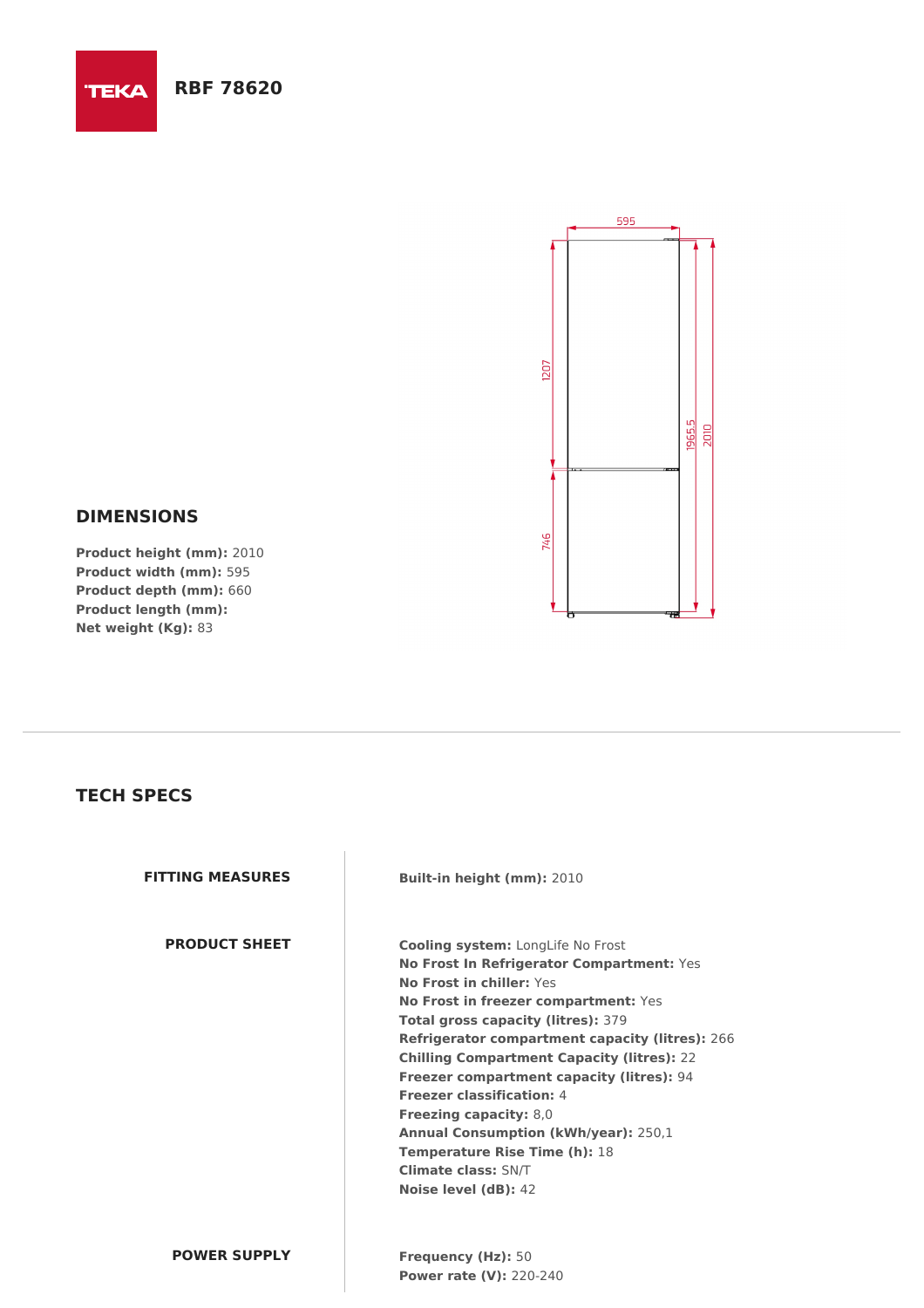# RBF 78620

## DIMENSIONS

**Product height (mm):** 2010
**Product width (mm):** 595
**Product depth (mm):** 660
**Product length (mm):**
**Net weight (Kg):** 83

## TECH SPECS

| | |
|---|---|
| **FITTING MEASURES** | **Built-in height (mm):** 2010 |
| **PRODUCT SHEET** | **Cooling system:** LongLife No Frost<br>**No Frost In Refrigerator Compartment:** Yes<br>**No Frost in chiller:** Yes<br>**No Frost in freezer compartment:** Yes<br>**Total gross capacity (litres):** 379<br>**Refrigerator compartment capacity (litres):** 266<br>**Chilling Compartment Capacity (litres):** 22<br>**Freezer compartment capacity (litres):** 94<br>**Freezer classification:** 4<br>**Freezing capacity:** 8,0<br>**Annual Consumption (kWh/year):** 250,1<br>**Temperature Rise Time (h):** 18<br>**Climate class:** SN/T<br>**Noise level (dB):** 42 |
| **POWER SUPPLY** | **Frequency (Hz):** 50<br>**Power rate (V):** 220-240 |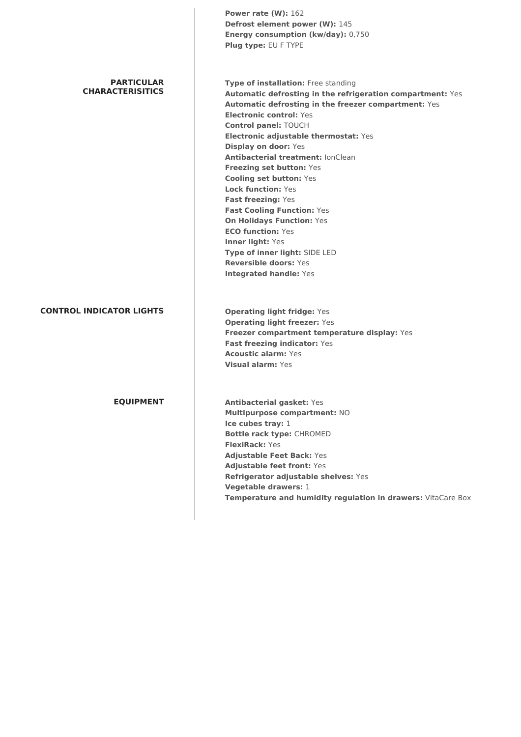**Power rate (W):** 162
**Defrost element power (W):** 145
**Energy consumption (kw/day):** 0,750
**Plug type:** EU F TYPE

## PARTICULAR CHARACTERISITICS

**Type of installation:** Free standing
**Automatic defrosting in the refrigeration compartment:** Yes
**Automatic defrosting in the freezer compartment:** Yes
**Electronic control:** Yes
**Control panel:** TOUCH
**Electronic adjustable thermostat:** Yes
**Display on door:** Yes
**Antibacterial treatment:** IonClean
**Freezing set button:** Yes
**Cooling set button:** Yes
**Lock function:** Yes
**Fast freezing:** Yes
**Fast Cooling Function:** Yes
**On Holidays Function:** Yes
**ECO function:** Yes
**Inner light:** Yes
**Type of inner light:** SIDE LED
**Reversible doors:** Yes
**Integrated handle:** Yes

## CONTROL INDICATOR LIGHTS

**Operating light fridge:** Yes
**Operating light freezer:** Yes
**Freezer compartment temperature display:** Yes
**Fast freezing indicator:** Yes
**Acoustic alarm:** Yes
**Visual alarm:** Yes

## EQUIPMENT

**Antibacterial gasket:** Yes
**Multipurpose compartment:** NO
**Ice cubes tray:** 1
**Bottle rack type:** CHROMED
**FlexiRack:** Yes
**Adjustable Feet Back:** Yes
**Adjustable feet front:** Yes
**Refrigerator adjustable shelves:** Yes
**Vegetable drawers:** 1
**Temperature and humidity regulation in drawers:** VitaCare Box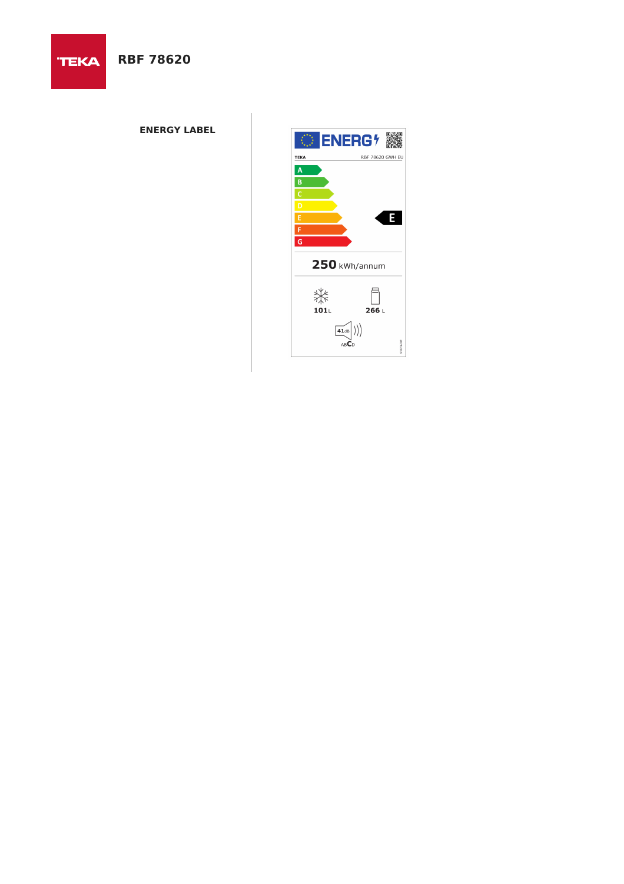# RBF 78620

## ENERGY LABEL

ENERG

TEKA

RBF 78620 GWH EU

A

B

C

D

E

F

G

E

250 kWh/annum

101 L

266 L

41 dB

ABCD